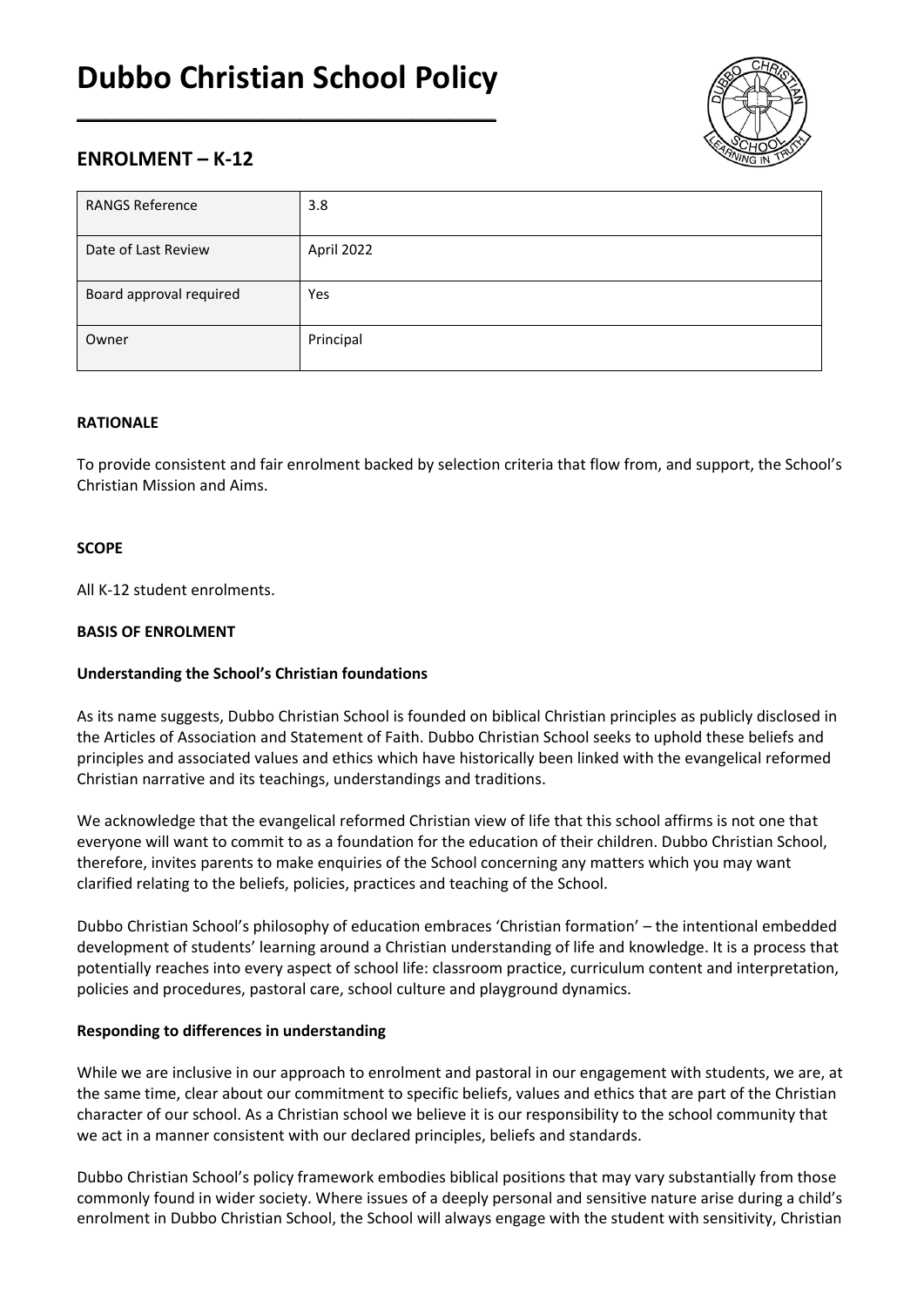# Dubbo Christian School Policy

## ENROLMENT – K-12

| RANGS Reference | 3.8 |
|---|---|
| Date of Last Review | April 2022 |
| Board approval required | Yes |
| Owner | Principal |

**RATIONALE**

To provide consistent and fair enrolment backed by selection criteria that flow from, and support, the School's Christian Mission and Aims.

**SCOPE**

All K-12 student enrolments.

**BASIS OF ENROLMENT**

**Understanding the School's Christian foundations**

As its name suggests, Dubbo Christian School is founded on biblical Christian principles as publicly disclosed in the Articles of Association and Statement of Faith. Dubbo Christian School seeks to uphold these beliefs and principles and associated values and ethics which have historically been linked with the evangelical reformed Christian narrative and its teachings, understandings and traditions.

We acknowledge that the evangelical reformed Christian view of life that this school affirms is not one that everyone will want to commit to as a foundation for the education of their children. Dubbo Christian School, therefore, invites parents to make enquiries of the School concerning any matters which you may want clarified relating to the beliefs, policies, practices and teaching of the School.

Dubbo Christian School's philosophy of education embraces 'Christian formation' – the intentional embedded development of students' learning around a Christian understanding of life and knowledge. It is a process that potentially reaches into every aspect of school life: classroom practice, curriculum content and interpretation, policies and procedures, pastoral care, school culture and playground dynamics.

**Responding to differences in understanding**

While we are inclusive in our approach to enrolment and pastoral in our engagement with students, we are, at the same time, clear about our commitment to specific beliefs, values and ethics that are part of the Christian character of our school. As a Christian school we believe it is our responsibility to the school community that we act in a manner consistent with our declared principles, beliefs and standards.

Dubbo Christian School's policy framework embodies biblical positions that may vary substantially from those commonly found in wider society. Where issues of a deeply personal and sensitive nature arise during a child's enrolment in Dubbo Christian School, the School will always engage with the student with sensitivity, Christian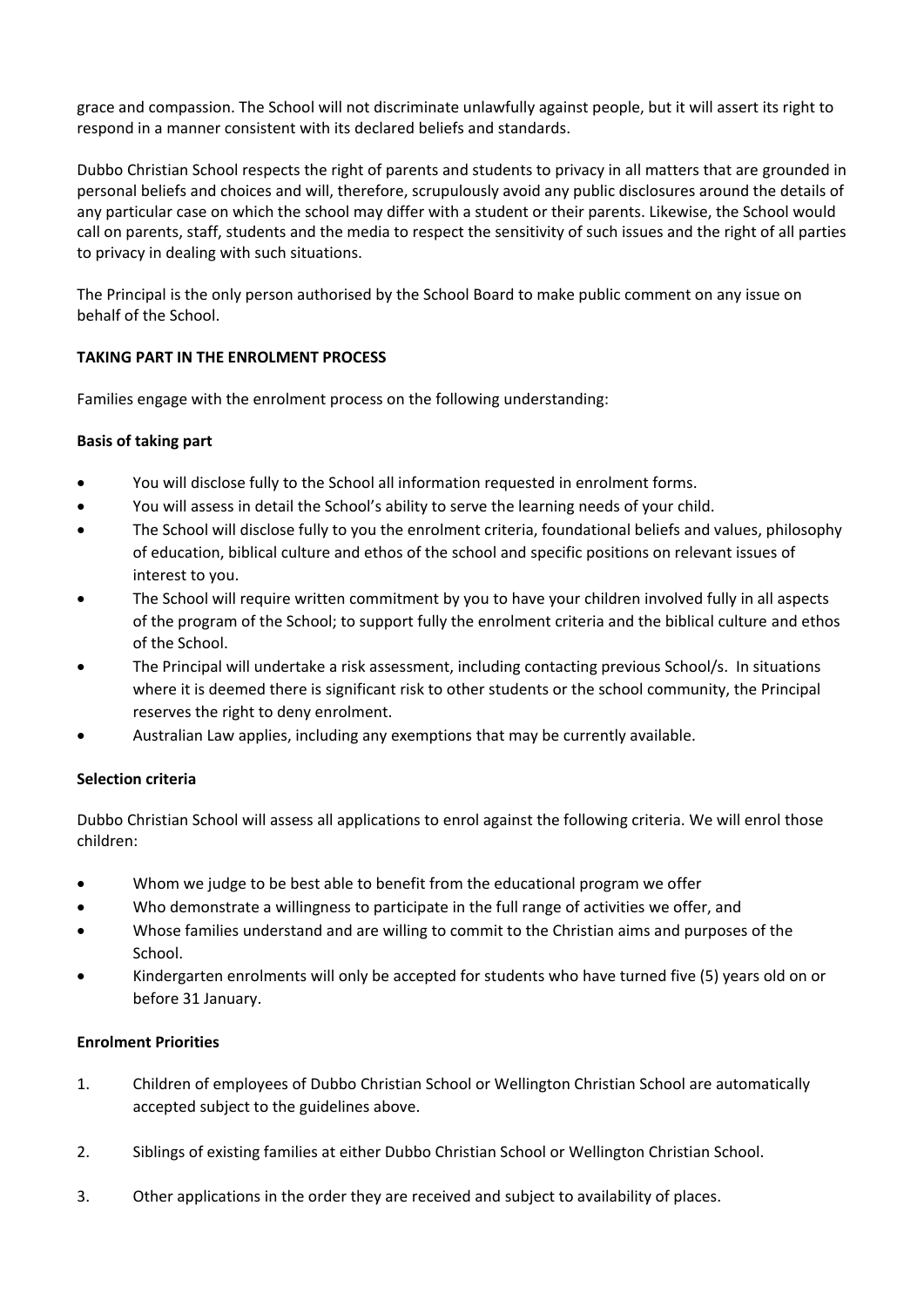grace and compassion. The School will not discriminate unlawfully against people, but it will assert its right to respond in a manner consistent with its declared beliefs and standards.

Dubbo Christian School respects the right of parents and students to privacy in all matters that are grounded in personal beliefs and choices and will, therefore, scrupulously avoid any public disclosures around the details of any particular case on which the school may differ with a student or their parents. Likewise, the School would call on parents, staff, students and the media to respect the sensitivity of such issues and the right of all parties to privacy in dealing with such situations.

The Principal is the only person authorised by the School Board to make public comment on any issue on behalf of the School.

**TAKING PART IN THE ENROLMENT PROCESS**

Families engage with the enrolment process on the following understanding:

**Basis of taking part**

- You will disclose fully to the School all information requested in enrolment forms.
- You will assess in detail the School's ability to serve the learning needs of your child.
- The School will disclose fully to you the enrolment criteria, foundational beliefs and values, philosophy of education, biblical culture and ethos of the school and specific positions on relevant issues of interest to you.
- The School will require written commitment by you to have your children involved fully in all aspects of the program of the School; to support fully the enrolment criteria and the biblical culture and ethos of the School.
- The Principal will undertake a risk assessment, including contacting previous School/s. In situations where it is deemed there is significant risk to other students or the school community, the Principal reserves the right to deny enrolment.
- Australian Law applies, including any exemptions that may be currently available.

**Selection criteria**

Dubbo Christian School will assess all applications to enrol against the following criteria. We will enrol those children:

- Whom we judge to be best able to benefit from the educational program we offer
- Who demonstrate a willingness to participate in the full range of activities we offer, and
- Whose families understand and are willing to commit to the Christian aims and purposes of the School.
- Kindergarten enrolments will only be accepted for students who have turned five (5) years old on or before 31 January.

**Enrolment Priorities**

1. Children of employees of Dubbo Christian School or Wellington Christian School are automatically accepted subject to the guidelines above.

2. Siblings of existing families at either Dubbo Christian School or Wellington Christian School.

3. Other applications in the order they are received and subject to availability of places.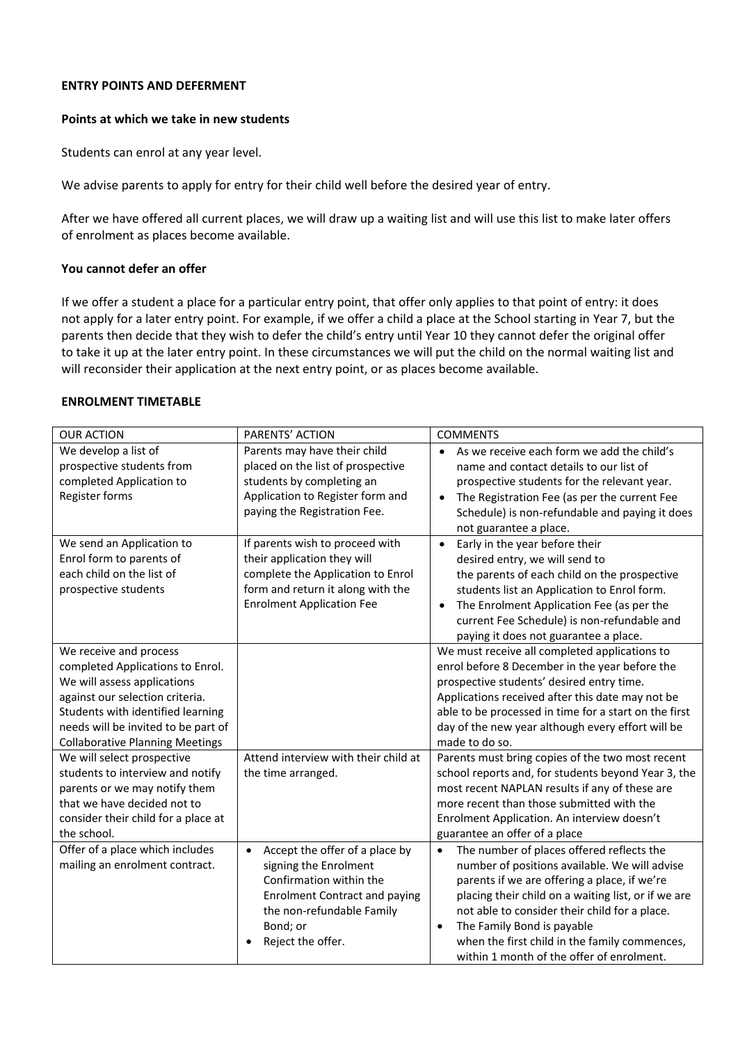## ENTRY POINTS AND DEFERMENT

### Points at which we take in new students

Students can enrol at any year level.

We advise parents to apply for entry for their child well before the desired year of entry.

After we have offered all current places, we will draw up a waiting list and will use this list to make later offers of enrolment as places become available.

### You cannot defer an offer

If we offer a student a place for a particular entry point, that offer only applies to that point of entry: it does not apply for a later entry point. For example, if we offer a child a place at the School starting in Year 7, but the parents then decide that they wish to defer the child's entry until Year 10 they cannot defer the original offer to take it up at the later entry point. In these circumstances we will put the child on the normal waiting list and will reconsider their application at the next entry point, or as places become available.

## ENROLMENT TIMETABLE

| OUR ACTION | PARENTS' ACTION | COMMENTS |
|---|---|---|
| We develop a list of prospective students from completed Application to Register forms | Parents may have their child placed on the list of prospective students by completing an Application to Register form and paying the Registration Fee. | • As we receive each form we add the child's name and contact details to our list of prospective students for the relevant year.<br>• The Registration Fee (as per the current Fee Schedule) is non-refundable and paying it does not guarantee a place. |
| We send an Application to Enrol form to parents of each child on the list of prospective students | If parents wish to proceed with their application they will complete the Application to Enrol form and return it along with the Enrolment Application Fee | • Early in the year before their desired entry, we will send to the parents of each child on the prospective students list an Application to Enrol form.<br>• The Enrolment Application Fee (as per the current Fee Schedule) is non-refundable and paying it does not guarantee a place. |
| We receive and process completed Applications to Enrol. We will assess applications against our selection criteria. Students with identified learning needs will be invited to be part of Collaborative Planning Meetings | | We must receive all completed applications to enrol before 8 December in the year before the prospective students' desired entry time. Applications received after this date may not be able to be processed in time for a start on the first day of the new year although every effort will be made to do so. |
| We will select prospective students to interview and notify parents or we may notify them that we have decided not to consider their child for a place at the school. | Attend interview with their child at the time arranged. | Parents must bring copies of the two most recent school reports and, for students beyond Year 3, the most recent NAPLAN results if any of these are more recent than those submitted with the Enrolment Application. An interview doesn't guarantee an offer of a place |
| Offer of a place which includes mailing an enrolment contract. | • Accept the offer of a place by signing the Enrolment Confirmation within the Enrolment Contract and paying the non-refundable Family Bond; or<br>• Reject the offer. | • The number of places offered reflects the number of positions available. We will advise parents if we are offering a place, if we're placing their child on a waiting list, or if we are not able to consider their child for a place.<br>• The Family Bond is payable when the first child in the family commences, within 1 month of the offer of enrolment. |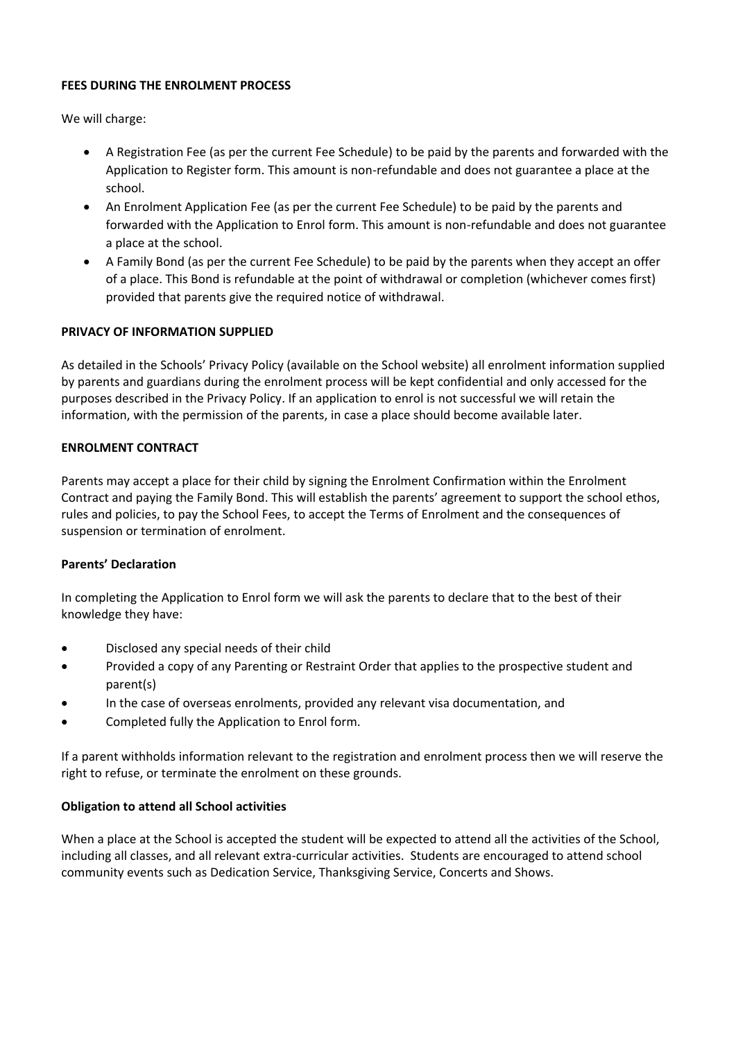## FEES DURING THE ENROLMENT PROCESS

We will charge:

- A Registration Fee (as per the current Fee Schedule) to be paid by the parents and forwarded with the Application to Register form. This amount is non-refundable and does not guarantee a place at the school.
- An Enrolment Application Fee (as per the current Fee Schedule) to be paid by the parents and forwarded with the Application to Enrol form. This amount is non-refundable and does not guarantee a place at the school.
- A Family Bond (as per the current Fee Schedule) to be paid by the parents when they accept an offer of a place. This Bond is refundable at the point of withdrawal or completion (whichever comes first) provided that parents give the required notice of withdrawal.

## PRIVACY OF INFORMATION SUPPLIED

As detailed in the Schools' Privacy Policy (available on the School website) all enrolment information supplied by parents and guardians during the enrolment process will be kept confidential and only accessed for the purposes described in the Privacy Policy. If an application to enrol is not successful we will retain the information, with the permission of the parents, in case a place should become available later.

## ENROLMENT CONTRACT

Parents may accept a place for their child by signing the Enrolment Confirmation within the Enrolment Contract and paying the Family Bond. This will establish the parents' agreement to support the school ethos, rules and policies, to pay the School Fees, to accept the Terms of Enrolment and the consequences of suspension or termination of enrolment.

### Parents' Declaration

In completing the Application to Enrol form we will ask the parents to declare that to the best of their knowledge they have:

- Disclosed any special needs of their child
- Provided a copy of any Parenting or Restraint Order that applies to the prospective student and parent(s)
- In the case of overseas enrolments, provided any relevant visa documentation, and
- Completed fully the Application to Enrol form.

If a parent withholds information relevant to the registration and enrolment process then we will reserve the right to refuse, or terminate the enrolment on these grounds.

### Obligation to attend all School activities

When a place at the School is accepted the student will be expected to attend all the activities of the School, including all classes, and all relevant extra-curricular activities. Students are encouraged to attend school community events such as Dedication Service, Thanksgiving Service, Concerts and Shows.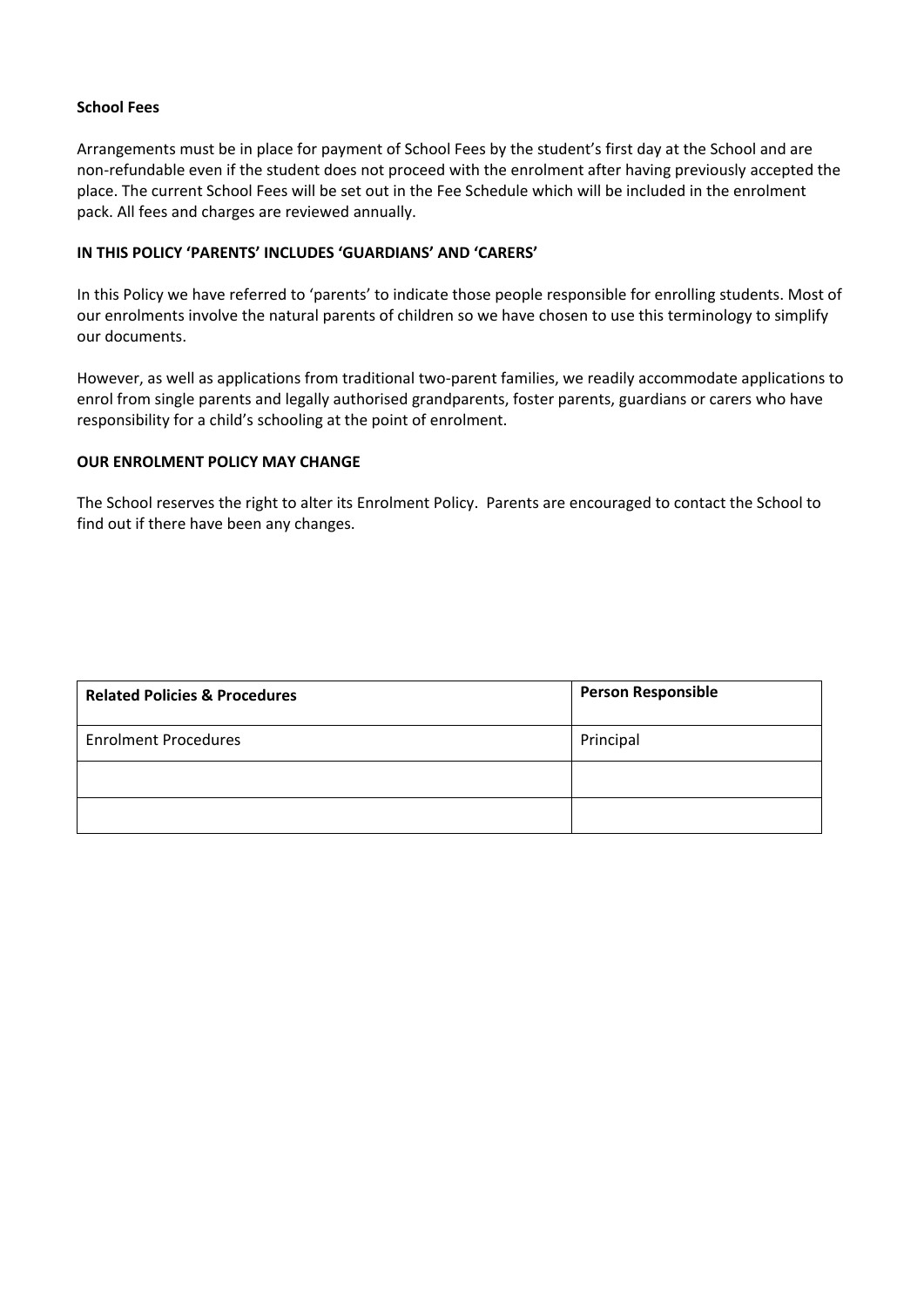**School Fees**

Arrangements must be in place for payment of School Fees by the student's first day at the School and are non-refundable even if the student does not proceed with the enrolment after having previously accepted the place. The current School Fees will be set out in the Fee Schedule which will be included in the enrolment pack. All fees and charges are reviewed annually.

**IN THIS POLICY 'PARENTS' INCLUDES 'GUARDIANS' AND 'CARERS'**

In this Policy we have referred to 'parents' to indicate those people responsible for enrolling students. Most of our enrolments involve the natural parents of children so we have chosen to use this terminology to simplify our documents.

However, as well as applications from traditional two-parent families, we readily accommodate applications to enrol from single parents and legally authorised grandparents, foster parents, guardians or carers who have responsibility for a child's schooling at the point of enrolment.

**OUR ENROLMENT POLICY MAY CHANGE**

The School reserves the right to alter its Enrolment Policy. Parents are encouraged to contact the School to find out if there have been any changes.

| **Related Policies & Procedures** | **Person Responsible** |
|---|---|
| Enrolment Procedures | Principal |
| | |
| | |